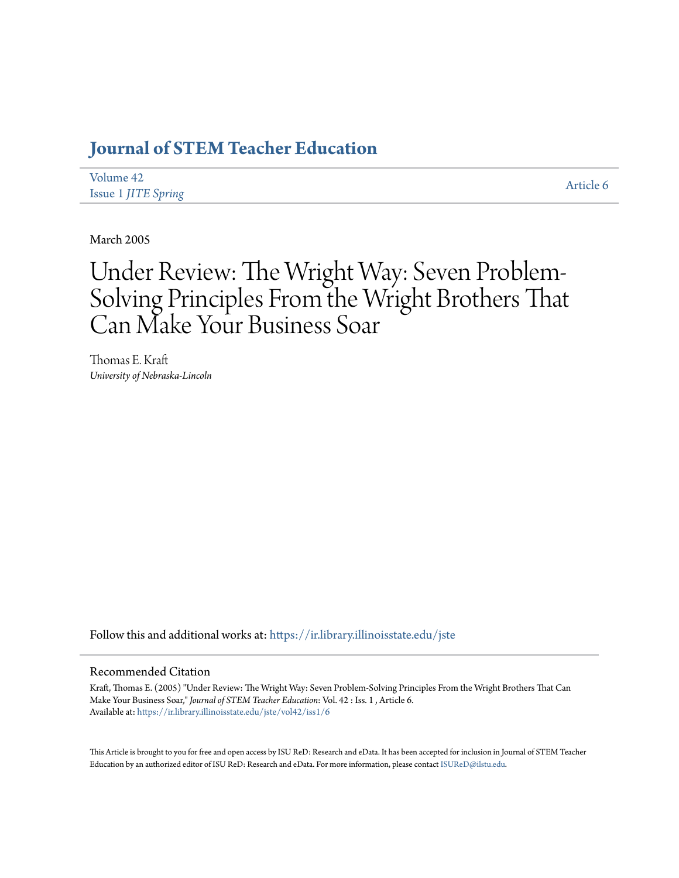# Journal of STEM Teacher Education

Volume 42
Issue 1 *JITE Spring*

Article 6

March 2005

# Under Review: The Wright Way: Seven Problem-Solving Principles From the Wright Brothers That Can Make Your Business Soar

Thomas E. Kraft
*University of Nebraska-Lincoln*

Follow this and additional works at: https://ir.library.illinoisstate.edu/jste

## Recommended Citation

Kraft, Thomas E. (2005) "Under Review: The Wright Way: Seven Problem-Solving Principles From the Wright Brothers That Can Make Your Business Soar," *Journal of STEM Teacher Education*: Vol. 42 : Iss. 1 , Article 6.
Available at: https://ir.library.illinoisstate.edu/jste/vol42/iss1/6

This Article is brought to you for free and open access by ISU ReD: Research and eData. It has been accepted for inclusion in Journal of STEM Teacher Education by an authorized editor of ISU ReD: Research and eData. For more information, please contact ISUReD@ilstu.edu.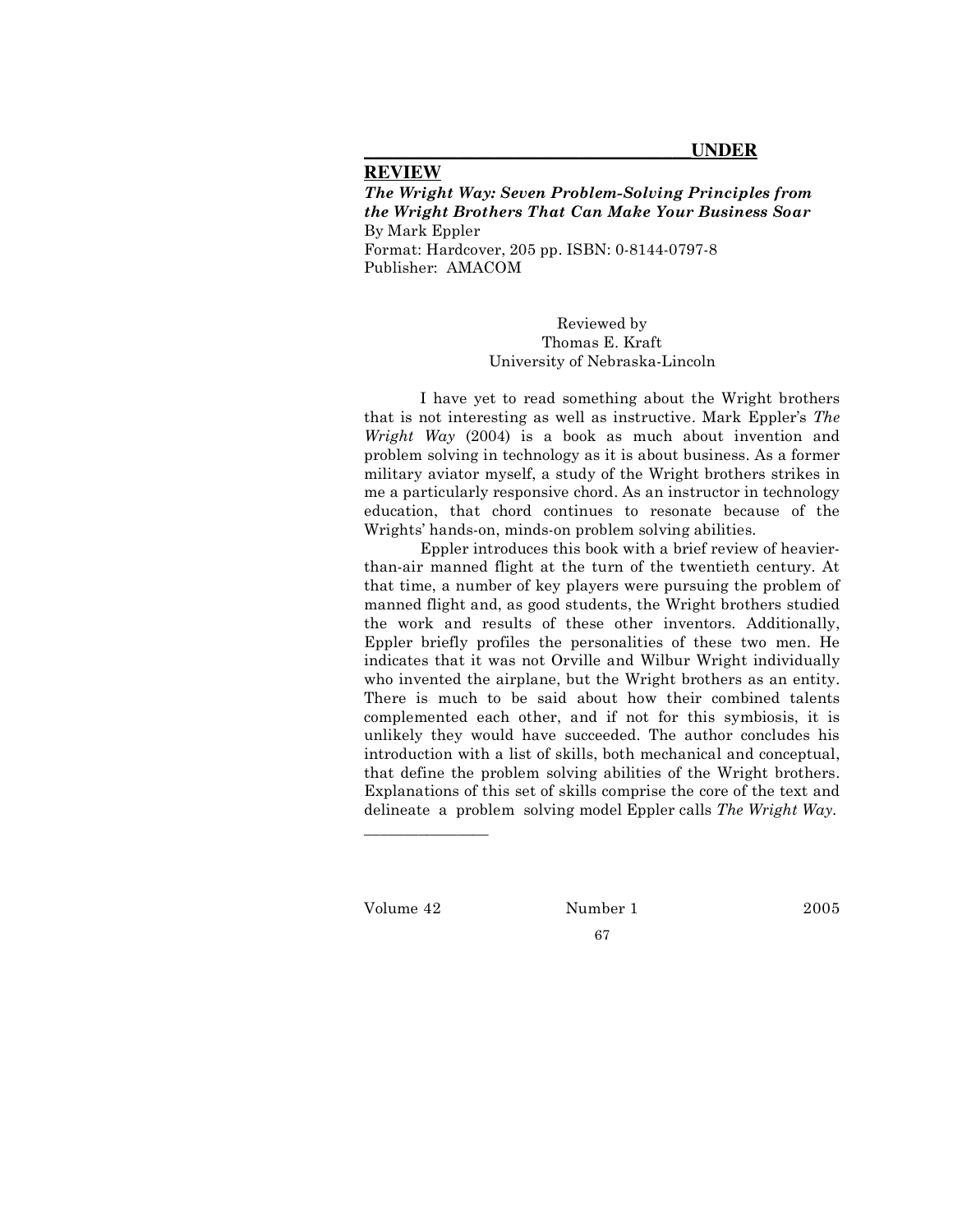## UNDER REVIEW

***The Wright Way: Seven Problem-Solving Principles from the Wright Brothers That Can Make Your Business Soar***

By Mark Eppler

Format: Hardcover, 205 pp. ISBN: 0-8144-0797-8

Publisher: AMACOM

Reviewed by
Thomas E. Kraft
University of Nebraska-Lincoln

I have yet to read something about the Wright brothers that is not interesting as well as instructive. Mark Eppler's *The Wright Way* (2004) is a book as much about invention and problem solving in technology as it is about business. As a former military aviator myself, a study of the Wright brothers strikes in me a particularly responsive chord. As an instructor in technology education, that chord continues to resonate because of the Wrights' hands-on, minds-on problem solving abilities.

Eppler introduces this book with a brief review of heavier-than-air manned flight at the turn of the twentieth century. At that time, a number of key players were pursuing the problem of manned flight and, as good students, the Wright brothers studied the work and results of these other inventors. Additionally, Eppler briefly profiles the personalities of these two men. He indicates that it was not Orville and Wilbur Wright individually who invented the airplane, but the Wright brothers as an entity. There is much to be said about how their combined talents complemented each other, and if not for this symbiosis, it is unlikely they would have succeeded. The author concludes his introduction with a list of skills, both mechanical and conceptual, that define the problem solving abilities of the Wright brothers. Explanations of this set of skills comprise the core of the text and delineate a problem solving model Eppler calls *The Wright Way*.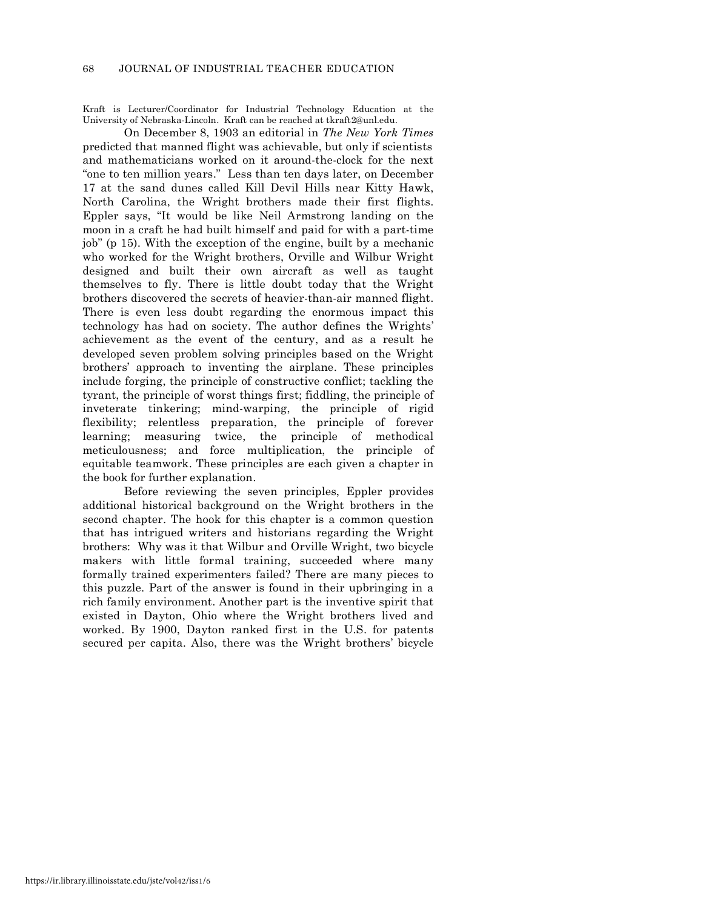Kraft is Lecturer/Coordinator for Industrial Technology Education at the University of Nebraska-Lincoln. Kraft can be reached at tkraft2@unl.edu.

On December 8, 1903 an editorial in *The New York Times* predicted that manned flight was achievable, but only if scientists and mathematicians worked on it around-the-clock for the next "one to ten million years." Less than ten days later, on December 17 at the sand dunes called Kill Devil Hills near Kitty Hawk, North Carolina, the Wright brothers made their first flights. Eppler says, "It would be like Neil Armstrong landing on the moon in a craft he had built himself and paid for with a part-time job" (p 15). With the exception of the engine, built by a mechanic who worked for the Wright brothers, Orville and Wilbur Wright designed and built their own aircraft as well as taught themselves to fly. There is little doubt today that the Wright brothers discovered the secrets of heavier-than-air manned flight. There is even less doubt regarding the enormous impact this technology has had on society. The author defines the Wrights' achievement as the event of the century, and as a result he developed seven problem solving principles based on the Wright brothers' approach to inventing the airplane. These principles include forging, the principle of constructive conflict; tackling the tyrant, the principle of worst things first; fiddling, the principle of inveterate tinkering; mind-warping, the principle of rigid flexibility; relentless preparation, the principle of forever learning; measuring twice, the principle of methodical meticulousness; and force multiplication, the principle of equitable teamwork. These principles are each given a chapter in the book for further explanation.

Before reviewing the seven principles, Eppler provides additional historical background on the Wright brothers in the second chapter. The hook for this chapter is a common question that has intrigued writers and historians regarding the Wright brothers: Why was it that Wilbur and Orville Wright, two bicycle makers with little formal training, succeeded where many formally trained experimenters failed? There are many pieces to this puzzle. Part of the answer is found in their upbringing in a rich family environment. Another part is the inventive spirit that existed in Dayton, Ohio where the Wright brothers lived and worked. By 1900, Dayton ranked first in the U.S. for patents secured per capita. Also, there was the Wright brothers' bicycle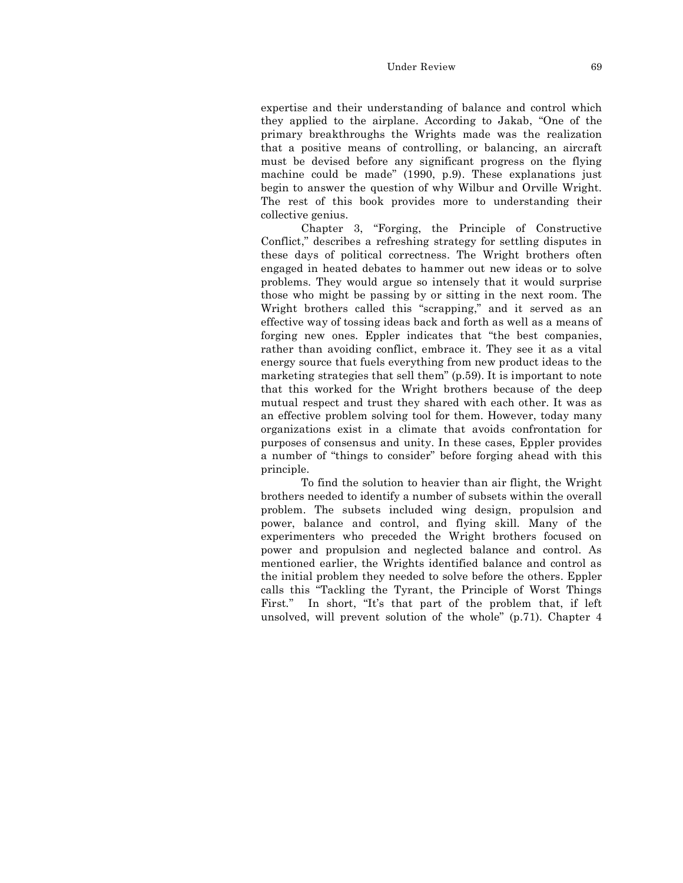expertise and their understanding of balance and control which they applied to the airplane. According to Jakab, "One of the primary breakthroughs the Wrights made was the realization that a positive means of controlling, or balancing, an aircraft must be devised before any significant progress on the flying machine could be made" (1990, p.9). These explanations just begin to answer the question of why Wilbur and Orville Wright. The rest of this book provides more to understanding their collective genius.

Chapter 3, "Forging, the Principle of Constructive Conflict," describes a refreshing strategy for settling disputes in these days of political correctness. The Wright brothers often engaged in heated debates to hammer out new ideas or to solve problems. They would argue so intensely that it would surprise those who might be passing by or sitting in the next room. The Wright brothers called this "scrapping," and it served as an effective way of tossing ideas back and forth as well as a means of forging new ones. Eppler indicates that "the best companies, rather than avoiding conflict, embrace it. They see it as a vital energy source that fuels everything from new product ideas to the marketing strategies that sell them" (p.59). It is important to note that this worked for the Wright brothers because of the deep mutual respect and trust they shared with each other. It was as an effective problem solving tool for them. However, today many organizations exist in a climate that avoids confrontation for purposes of consensus and unity. In these cases, Eppler provides a number of "things to consider" before forging ahead with this principle.

To find the solution to heavier than air flight, the Wright brothers needed to identify a number of subsets within the overall problem. The subsets included wing design, propulsion and power, balance and control, and flying skill. Many of the experimenters who preceded the Wright brothers focused on power and propulsion and neglected balance and control. As mentioned earlier, the Wrights identified balance and control as the initial problem they needed to solve before the others. Eppler calls this "Tackling the Tyrant, the Principle of Worst Things First." In short, "It's that part of the problem that, if left unsolved, will prevent solution of the whole" (p.71). Chapter 4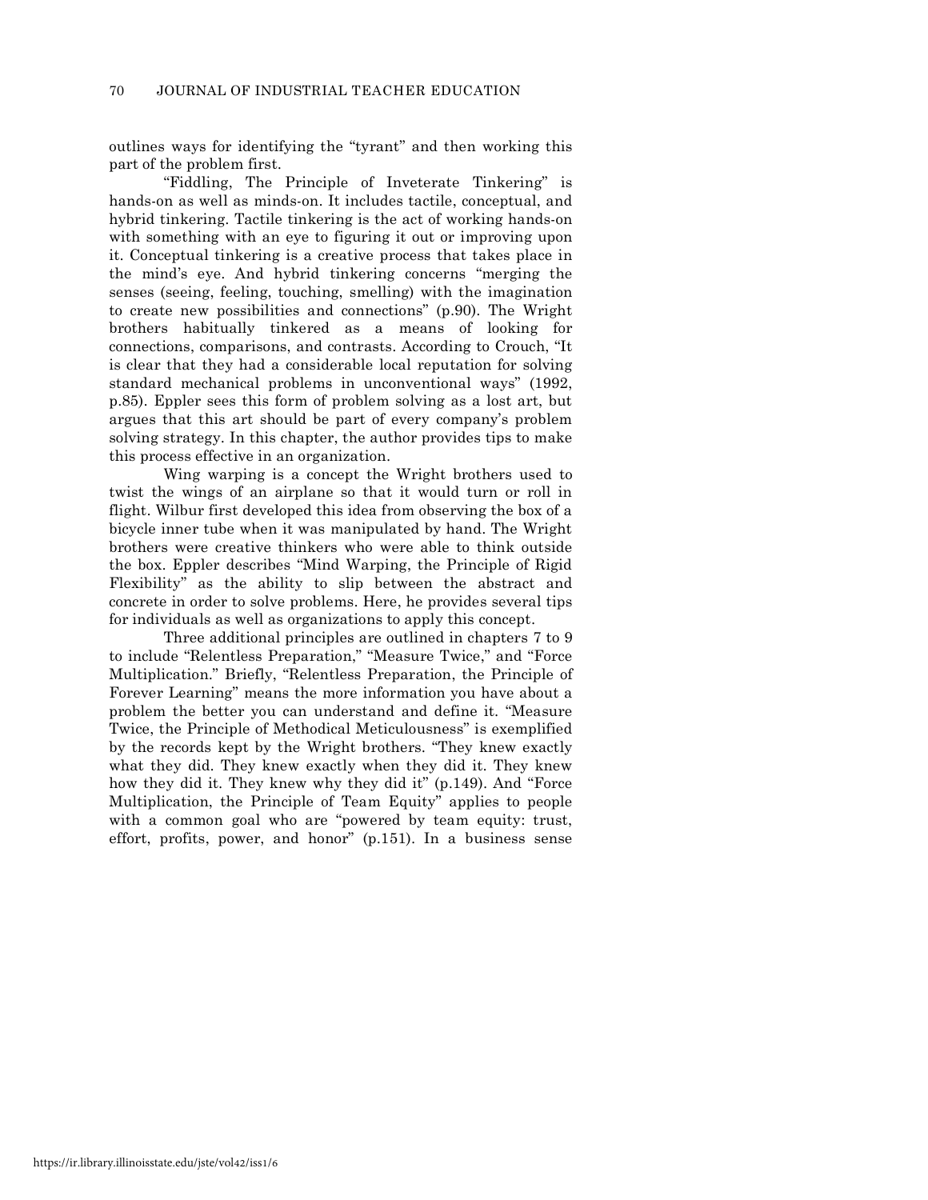outlines ways for identifying the "tyrant" and then working this part of the problem first.

"Fiddling, The Principle of Inveterate Tinkering" is hands-on as well as minds-on. It includes tactile, conceptual, and hybrid tinkering. Tactile tinkering is the act of working hands-on with something with an eye to figuring it out or improving upon it. Conceptual tinkering is a creative process that takes place in the mind's eye. And hybrid tinkering concerns "merging the senses (seeing, feeling, touching, smelling) with the imagination to create new possibilities and connections" (p.90). The Wright brothers habitually tinkered as a means of looking for connections, comparisons, and contrasts. According to Crouch, "It is clear that they had a considerable local reputation for solving standard mechanical problems in unconventional ways" (1992, p.85). Eppler sees this form of problem solving as a lost art, but argues that this art should be part of every company's problem solving strategy. In this chapter, the author provides tips to make this process effective in an organization.

Wing warping is a concept the Wright brothers used to twist the wings of an airplane so that it would turn or roll in flight. Wilbur first developed this idea from observing the box of a bicycle inner tube when it was manipulated by hand. The Wright brothers were creative thinkers who were able to think outside the box. Eppler describes "Mind Warping, the Principle of Rigid Flexibility" as the ability to slip between the abstract and concrete in order to solve problems. Here, he provides several tips for individuals as well as organizations to apply this concept.

Three additional principles are outlined in chapters 7 to 9 to include "Relentless Preparation," "Measure Twice," and "Force Multiplication." Briefly, "Relentless Preparation, the Principle of Forever Learning" means the more information you have about a problem the better you can understand and define it. "Measure Twice, the Principle of Methodical Meticulousness" is exemplified by the records kept by the Wright brothers. "They knew exactly what they did. They knew exactly when they did it. They knew how they did it. They knew why they did it" (p.149). And "Force Multiplication, the Principle of Team Equity" applies to people with a common goal who are "powered by team equity: trust, effort, profits, power, and honor" (p.151). In a business sense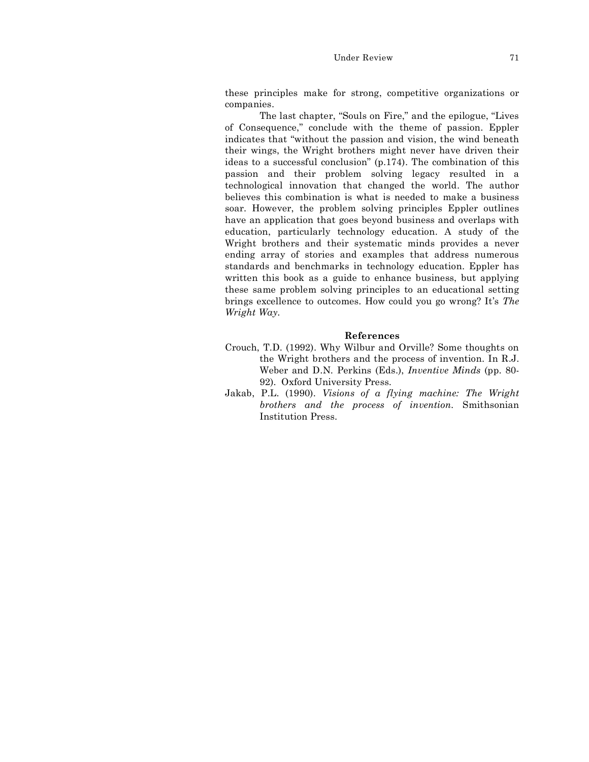these principles make for strong, competitive organizations or companies.

The last chapter, "Souls on Fire," and the epilogue, "Lives of Consequence," conclude with the theme of passion. Eppler indicates that "without the passion and vision, the wind beneath their wings, the Wright brothers might never have driven their ideas to a successful conclusion" (p.174). The combination of this passion and their problem solving legacy resulted in a technological innovation that changed the world. The author believes this combination is what is needed to make a business soar. However, the problem solving principles Eppler outlines have an application that goes beyond business and overlaps with education, particularly technology education. A study of the Wright brothers and their systematic minds provides a never ending array of stories and examples that address numerous standards and benchmarks in technology education. Eppler has written this book as a guide to enhance business, but applying these same problem solving principles to an educational setting brings excellence to outcomes. How could you go wrong? It's *The Wright Way*.

**References**

Crouch, T.D. (1992). Why Wilbur and Orville? Some thoughts on the Wright brothers and the process of invention. In R.J. Weber and D.N. Perkins (Eds.), *Inventive Minds* (pp. 80-92). Oxford University Press.

Jakab, P.L. (1990). *Visions of a flying machine: The Wright brothers and the process of invention.* Smithsonian Institution Press.